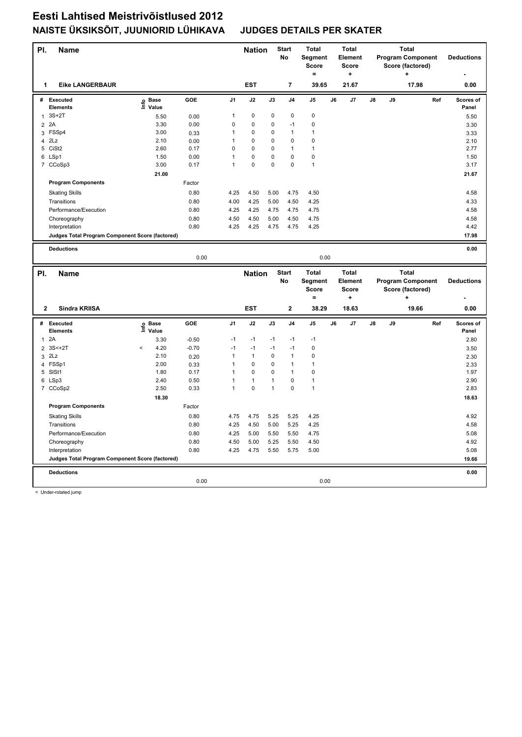# Eesti Lahtised Meistrivõistlused 2012

## NAISTE ÜKSIKSÕIT, JUUNIORID LÜHIKAVA JUDGES DETAILS PER SKATER

| Pl. | Name | Nation | Start No | Total Segment Score = | Total Element Score + | Total Program Component Score (factored) + | Deductions - |
|---|---|---|---|---|---|---|---|
| 1 | Eike LANGERBAUR | EST | 7 | 39.65 | 21.67 | 17.98 | 0.00 |

| # | Executed Elements | Info | Base Value | GOE | J1 | J2 | J3 | J4 | J5 | J6 | J7 | J8 | J9 | Ref | Scores of Panel |
|---|---|---|---|---|---|---|---|---|---|---|---|---|---|---|---|
| 1 | 3S+2T | | 5.50 | 0.00 | 1 | 0 | 0 | 0 | 0 | | | | | | 5.50 |
| 2 | 2A | | 3.30 | 0.00 | 0 | 0 | 0 | -1 | 0 | | | | | | 3.30 |
| 3 | FSSp4 | | 3.00 | 0.33 | 1 | 0 | 0 | 1 | 1 | | | | | | 3.33 |
| 4 | 2Lz | | 2.10 | 0.00 | 1 | 0 | 0 | 0 | 0 | | | | | | 2.10 |
| 5 | CiSt2 | | 2.60 | 0.17 | 0 | 0 | 0 | 1 | 1 | | | | | | 2.77 |
| 6 | LSp1 | | 1.50 | 0.00 | 1 | 0 | 0 | 0 | 0 | | | | | | 1.50 |
| 7 | CCoSp3 | | 3.00 | 0.17 | 1 | 0 | 0 | 0 | 1 | | | | | | 3.17 |
| | | | 21.00 | | | | | | | | | | | | 21.67 |

| Program Components | Factor | J1 | J2 | J3 | J4 | J5 | J6 | J7 | J8 | J9 | Scores of Panel |
|---|---|---|---|---|---|---|---|---|---|---|---|
| Skating Skills | 0.80 | 4.25 | 4.50 | 5.00 | 4.75 | 4.50 | | | | | 4.58 |
| Transitions | 0.80 | 4.00 | 4.25 | 5.00 | 4.50 | 4.25 | | | | | 4.33 |
| Performance/Execution | 0.80 | 4.25 | 4.25 | 4.75 | 4.75 | 4.75 | | | | | 4.58 |
| Choreography | 0.80 | 4.50 | 4.50 | 5.00 | 4.50 | 4.75 | | | | | 4.58 |
| Interpretation | 0.80 | 4.25 | 4.25 | 4.75 | 4.75 | 4.25 | | | | | 4.42 |
| Judges Total Program Component Score (factored) | | | | | | | | | | | 17.98 |

| Deductions | | | 0.00 |
|---|---|---|---|
| | 0.00 | 0.00 | |

| Pl. | Name | Nation | Start No | Total Segment Score = | Total Element Score + | Total Program Component Score (factored) + | Deductions - |
|---|---|---|---|---|---|---|---|
| 2 | Sindra KRIISA | EST | 2 | 38.29 | 18.63 | 19.66 | 0.00 |

| # | Executed Elements | Info | Base Value | GOE | J1 | J2 | J3 | J4 | J5 | J6 | J7 | J8 | J9 | Ref | Scores of Panel |
|---|---|---|---|---|---|---|---|---|---|---|---|---|---|---|---|
| 1 | 2A | | 3.30 | -0.50 | -1 | -1 | -1 | -1 | -1 | | | | | | 2.80 |
| 2 | 3S<+2T | < | 4.20 | -0.70 | -1 | -1 | -1 | -1 | 0 | | | | | | 3.50 |
| 3 | 2Lz | | 2.10 | 0.20 | 1 | 1 | 0 | 1 | 0 | | | | | | 2.30 |
| 4 | FSSp1 | | 2.00 | 0.33 | 1 | 0 | 0 | 1 | 1 | | | | | | 2.33 |
| 5 | SlSt1 | | 1.80 | 0.17 | 1 | 0 | 0 | 1 | 0 | | | | | | 1.97 |
| 6 | LSp3 | | 2.40 | 0.50 | 1 | 1 | 1 | 0 | 1 | | | | | | 2.90 |
| 7 | CCoSp2 | | 2.50 | 0.33 | 1 | 0 | 1 | 0 | 1 | | | | | | 2.83 |
| | | | 18.30 | | | | | | | | | | | | 18.63 |

| Program Components | Factor | J1 | J2 | J3 | J4 | J5 | J6 | J7 | J8 | J9 | Scores of Panel |
|---|---|---|---|---|---|---|---|---|---|---|---|
| Skating Skills | 0.80 | 4.75 | 4.75 | 5.25 | 5.25 | 4.25 | | | | | 4.92 |
| Transitions | 0.80 | 4.25 | 4.50 | 5.00 | 5.25 | 4.25 | | | | | 4.58 |
| Performance/Execution | 0.80 | 4.25 | 5.00 | 5.50 | 5.50 | 4.75 | | | | | 5.08 |
| Choreography | 0.80 | 4.50 | 5.00 | 5.25 | 5.50 | 4.50 | | | | | 4.92 |
| Interpretation | 0.80 | 4.25 | 4.75 | 5.50 | 5.75 | 5.00 | | | | | 5.08 |
| Judges Total Program Component Score (factored) | | | | | | | | | | | 19.66 |

| Deductions | | | 0.00 |
|---|---|---|---|
| | 0.00 | 0.00 | |

< Under-rotated jump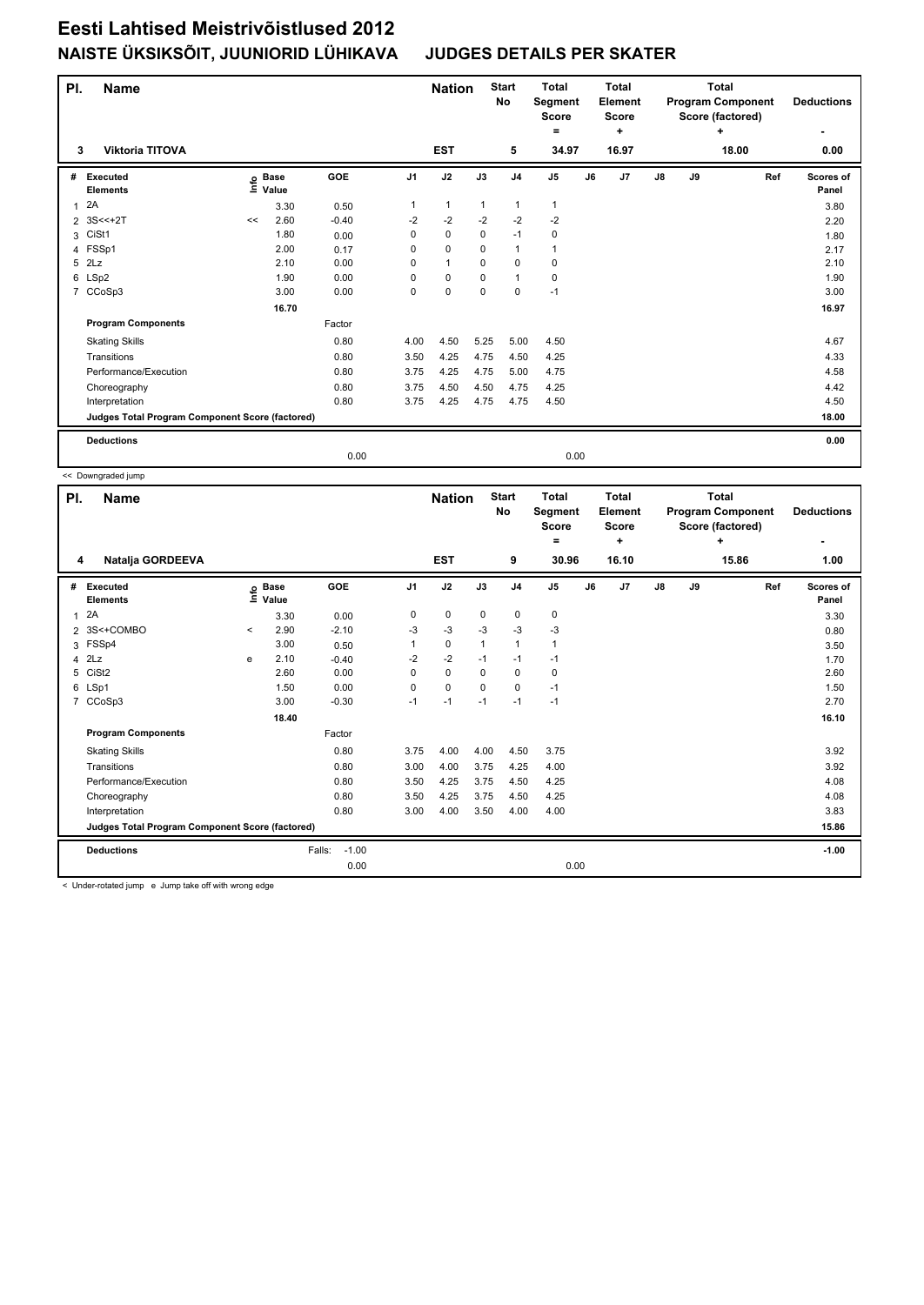# Eesti Lahtised Meistrivõistlused 2012

## NAISTE ÜKSIKSÕIT, JUUNIORID LÜHIKAVA    JUDGES DETAILS PER SKATER

| Pl. | Name | Nation | Start No | Total Segment Score = | Total Element Score + | Total Program Component Score (factored) + | Deductions - |
|---|---|---|---|---|---|---|---|
| 3 | Viktoria TITOVA | EST | 5 | 34.97 | 16.97 | 18.00 | 0.00 |

| # | Executed Elements | Info | Base Value | GOE | J1 | J2 | J3 | J4 | J5 | J6 | J7 | J8 | J9 | Ref | Scores of Panel |
|---|---|---|---|---|---|---|---|---|---|---|---|---|---|---|---|
| 1 | 2A | | 3.30 | 0.50 | 1 | 1 | 1 | 1 | 1 | | | | | | 3.80 |
| 2 | 3S<<+2T | << | 2.60 | -0.40 | -2 | -2 | -2 | -2 | -2 | | | | | | 2.20 |
| 3 | CiSt1 | | 1.80 | 0.00 | 0 | 0 | 0 | -1 | 0 | | | | | | 1.80 |
| 4 | FSSp1 | | 2.00 | 0.17 | 0 | 0 | 0 | 1 | 1 | | | | | | 2.17 |
| 5 | 2Lz | | 2.10 | 0.00 | 0 | 1 | 0 | 0 | 0 | | | | | | 2.10 |
| 6 | LSp2 | | 1.90 | 0.00 | 0 | 0 | 0 | 1 | 0 | | | | | | 1.90 |
| 7 | CCoSp3 | | 3.00 | 0.00 | 0 | 0 | 0 | 0 | -1 | | | | | | 3.00 |
| | | | 16.70 | | | | | | | | | | | | 16.97 |
| | **Program Components** | | | Factor | | | | | | | | | | | |
| | Skating Skills | | | 0.80 | 4.00 | 4.50 | 5.25 | 5.00 | 4.50 | | | | | | 4.67 |
| | Transitions | | | 0.80 | 3.50 | 4.25 | 4.75 | 4.50 | 4.25 | | | | | | 4.33 |
| | Performance/Execution | | | 0.80 | 3.75 | 4.25 | 4.75 | 5.00 | 4.75 | | | | | | 4.58 |
| | Choreography | | | 0.80 | 3.75 | 4.50 | 4.50 | 4.75 | 4.25 | | | | | | 4.42 |
| | Interpretation | | | 0.80 | 3.75 | 4.25 | 4.75 | 4.75 | 4.50 | | | | | | 4.50 |
| | **Judges Total Program Component Score (factored)** | | | | | | | | | | | | | | 18.00 |
| | **Deductions** | | | | | | | | | | | | | | 0.00 |
| | | | | 0.00 | | | | | 0.00 | | | | | | |

<< Downgraded jump

| Pl. | Name | Nation | Start No | Total Segment Score = | Total Element Score + | Total Program Component Score (factored) + | Deductions - |
|---|---|---|---|---|---|---|---|
| 4 | Natalja GORDEEVA | EST | 9 | 30.96 | 16.10 | 15.86 | 1.00 |

| # | Executed Elements | Info | Base Value | GOE | J1 | J2 | J3 | J4 | J5 | J6 | J7 | J8 | J9 | Ref | Scores of Panel |
|---|---|---|---|---|---|---|---|---|---|---|---|---|---|---|---|
| 1 | 2A | | 3.30 | 0.00 | 0 | 0 | 0 | 0 | 0 | | | | | | 3.30 |
| 2 | 3S<+COMBO | < | 2.90 | -2.10 | -3 | -3 | -3 | -3 | -3 | | | | | | 0.80 |
| 3 | FSSp4 | | 3.00 | 0.50 | 1 | 0 | 1 | 1 | 1 | | | | | | 3.50 |
| 4 | 2Lz | e | 2.10 | -0.40 | -2 | -2 | -1 | -1 | -1 | | | | | | 1.70 |
| 5 | CiSt2 | | 2.60 | 0.00 | 0 | 0 | 0 | 0 | 0 | | | | | | 2.60 |
| 6 | LSp1 | | 1.50 | 0.00 | 0 | 0 | 0 | 0 | -1 | | | | | | 1.50 |
| 7 | CCoSp3 | | 3.00 | -0.30 | -1 | -1 | -1 | -1 | -1 | | | | | | 2.70 |
| | | | 18.40 | | | | | | | | | | | | 16.10 |
| | **Program Components** | | | Factor | | | | | | | | | | | |
| | Skating Skills | | | 0.80 | 3.75 | 4.00 | 4.00 | 4.50 | 3.75 | | | | | | 3.92 |
| | Transitions | | | 0.80 | 3.00 | 4.00 | 3.75 | 4.25 | 4.00 | | | | | | 3.92 |
| | Performance/Execution | | | 0.80 | 3.50 | 4.25 | 3.75 | 4.50 | 4.25 | | | | | | 4.08 |
| | Choreography | | | 0.80 | 3.50 | 4.25 | 3.75 | 4.50 | 4.25 | | | | | | 4.08 |
| | Interpretation | | | 0.80 | 3.00 | 4.00 | 3.50 | 4.00 | 4.00 | | | | | | 3.83 |
| | **Judges Total Program Component Score (factored)** | | | | | | | | | | | | | | 15.86 |
| | **Deductions** | | | Falls: -1.00 | | | | | | | | | | | -1.00 |
| | | | | 0.00 | | | | | 0.00 | | | | | | |

< Under-rotated jump   e Jump take off with wrong edge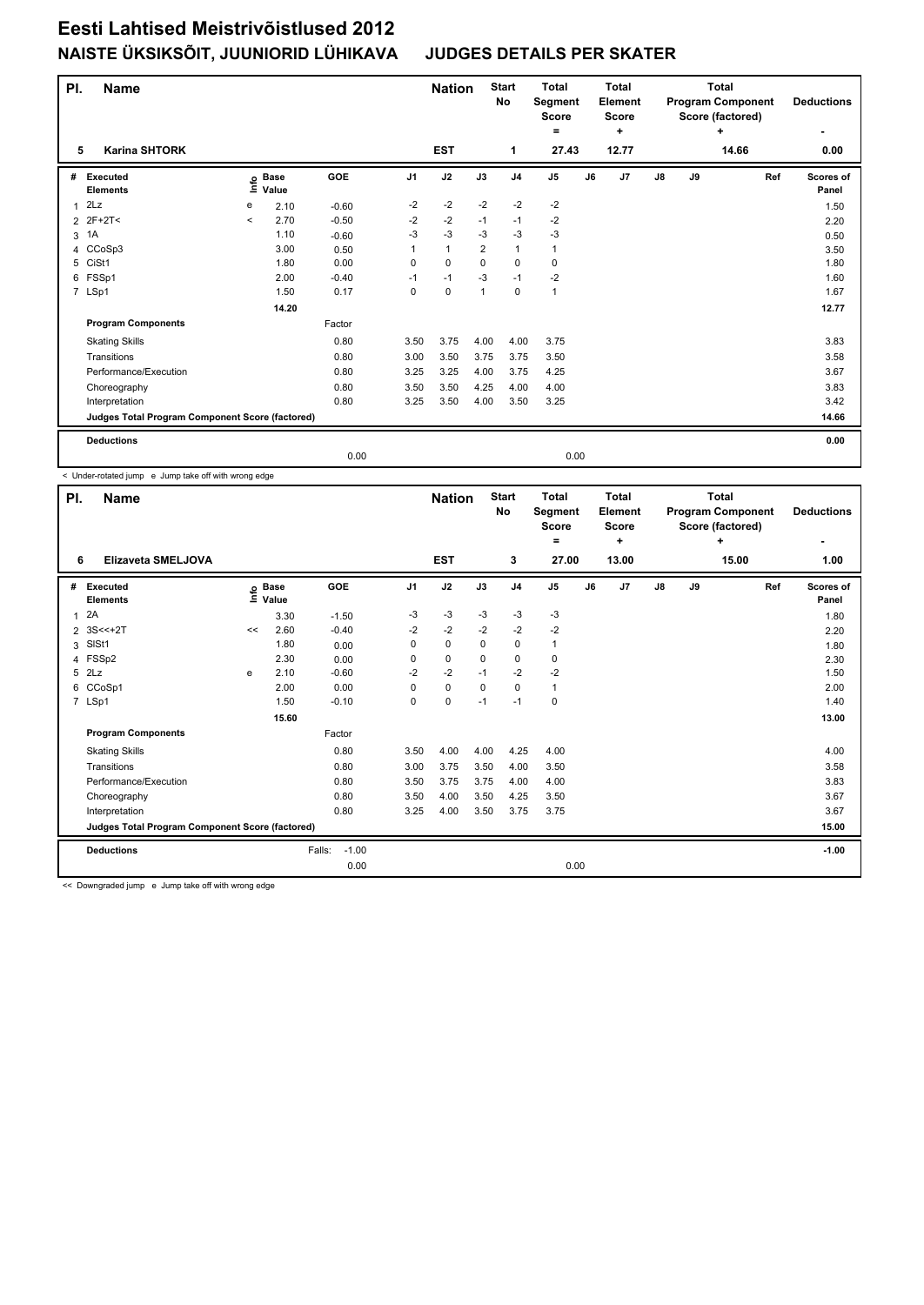# Eesti Lahtised Meistrivõistlused 2012

## NAISTE ÜKSIKSÕIT, JUUNIORID LÜHIKAVA JUDGES DETAILS PER SKATER

| Pl. | Name | Nation | Start No | Total Segment Score = | Total Element Score + | Total Program Component Score (factored) + | Deductions - |
|---|---|---|---|---|---|---|---|
| 5 | Karina SHTORK | EST | 1 | 27.43 | 12.77 | 14.66 | 0.00 |

| # | Executed Elements | Info | Base Value | GOE | J1 | J2 | J3 | J4 | J5 | J6 | J7 | J8 | J9 | Ref | Scores of Panel |
|---|---|---|---|---|---|---|---|---|---|---|---|---|---|---|---|
| 1 | 2Lz | e | 2.10 | -0.60 | -2 | -2 | -2 | -2 | -2 | | | | | | 1.50 |
| 2 | 2F+2T< | < | 2.70 | -0.50 | -2 | -2 | -1 | -1 | -2 | | | | | | 2.20 |
| 3 | 1A | | 1.10 | -0.60 | -3 | -3 | -3 | -3 | -3 | | | | | | 0.50 |
| 4 | CCoSp3 | | 3.00 | 0.50 | 1 | 1 | 2 | 1 | 1 | | | | | | 3.50 |
| 5 | CiSt1 | | 1.80 | 0.00 | 0 | 0 | 0 | 0 | 0 | | | | | | 1.80 |
| 6 | FSSp1 | | 2.00 | -0.40 | -1 | -1 | -3 | -1 | -2 | | | | | | 1.60 |
| 7 | LSp1 | | 1.50 | 0.17 | 0 | 0 | 1 | 0 | 1 | | | | | | 1.67 |
| | | | 14.20 | | | | | | | | | | | | 12.77 |

| Program Components | Factor | J1 | J2 | J3 | J4 | J5 | J6 | J7 | J8 | J9 | Scores of Panel |
|---|---|---|---|---|---|---|---|---|---|---|---|
| Skating Skills | 0.80 | 3.50 | 3.75 | 4.00 | 4.00 | 3.75 | | | | | 3.83 |
| Transitions | 0.80 | 3.00 | 3.50 | 3.75 | 3.75 | 3.50 | | | | | 3.58 |
| Performance/Execution | 0.80 | 3.25 | 3.25 | 4.00 | 3.75 | 4.25 | | | | | 3.67 |
| Choreography | 0.80 | 3.50 | 3.50 | 4.25 | 4.00 | 4.00 | | | | | 3.83 |
| Interpretation | 0.80 | 3.25 | 3.50 | 4.00 | 3.50 | 3.25 | | | | | 3.42 |
| Judges Total Program Component Score (factored) | | | | | | | | | | | 14.66 |
| Deductions | | | | | | | | | | | 0.00 |
| | 0.00 | | | | | 0.00 | | | | | |

< Under-rotated jump e Jump take off with wrong edge

| Pl. | Name | Nation | Start No | Total Segment Score = | Total Element Score + | Total Program Component Score (factored) + | Deductions - |
|---|---|---|---|---|---|---|---|
| 6 | Elizaveta SMELJOVA | EST | 3 | 27.00 | 13.00 | 15.00 | 1.00 |

| # | Executed Elements | Info | Base Value | GOE | J1 | J2 | J3 | J4 | J5 | J6 | J7 | J8 | J9 | Ref | Scores of Panel |
|---|---|---|---|---|---|---|---|---|---|---|---|---|---|---|---|
| 1 | 2A | | 3.30 | -1.50 | -3 | -3 | -3 | -3 | -3 | | | | | | 1.80 |
| 2 | 3S<<+2T | << | 2.60 | -0.40 | -2 | -2 | -2 | -2 | -2 | | | | | | 2.20 |
| 3 | SlSt1 | | 1.80 | 0.00 | 0 | 0 | 0 | 0 | 1 | | | | | | 1.80 |
| 4 | FSSp2 | | 2.30 | 0.00 | 0 | 0 | 0 | 0 | 0 | | | | | | 2.30 |
| 5 | 2Lz | e | 2.10 | -0.60 | -2 | -2 | -1 | -2 | -2 | | | | | | 1.50 |
| 6 | CCoSp1 | | 2.00 | 0.00 | 0 | 0 | 0 | 0 | 1 | | | | | | 2.00 |
| 7 | LSp1 | | 1.50 | -0.10 | 0 | 0 | -1 | -1 | 0 | | | | | | 1.40 |
| | | | 15.60 | | | | | | | | | | | | 13.00 |

| Program Components | Factor | J1 | J2 | J3 | J4 | J5 | J6 | J7 | J8 | J9 | Scores of Panel |
|---|---|---|---|---|---|---|---|---|---|---|---|
| Skating Skills | 0.80 | 3.50 | 4.00 | 4.00 | 4.25 | 4.00 | | | | | 4.00 |
| Transitions | 0.80 | 3.00 | 3.75 | 3.50 | 4.00 | 3.50 | | | | | 3.58 |
| Performance/Execution | 0.80 | 3.50 | 3.75 | 3.75 | 4.00 | 4.00 | | | | | 3.83 |
| Choreography | 0.80 | 3.50 | 4.00 | 3.50 | 4.25 | 3.50 | | | | | 3.67 |
| Interpretation | 0.80 | 3.25 | 4.00 | 3.50 | 3.75 | 3.75 | | | | | 3.67 |
| Judges Total Program Component Score (factored) | | | | | | | | | | | 15.00 |
| Deductions | Falls: -1.00 | | | | | | | | | | -1.00 |
| | 0.00 | | | | | 0.00 | | | | | |

<< Downgraded jump e Jump take off with wrong edge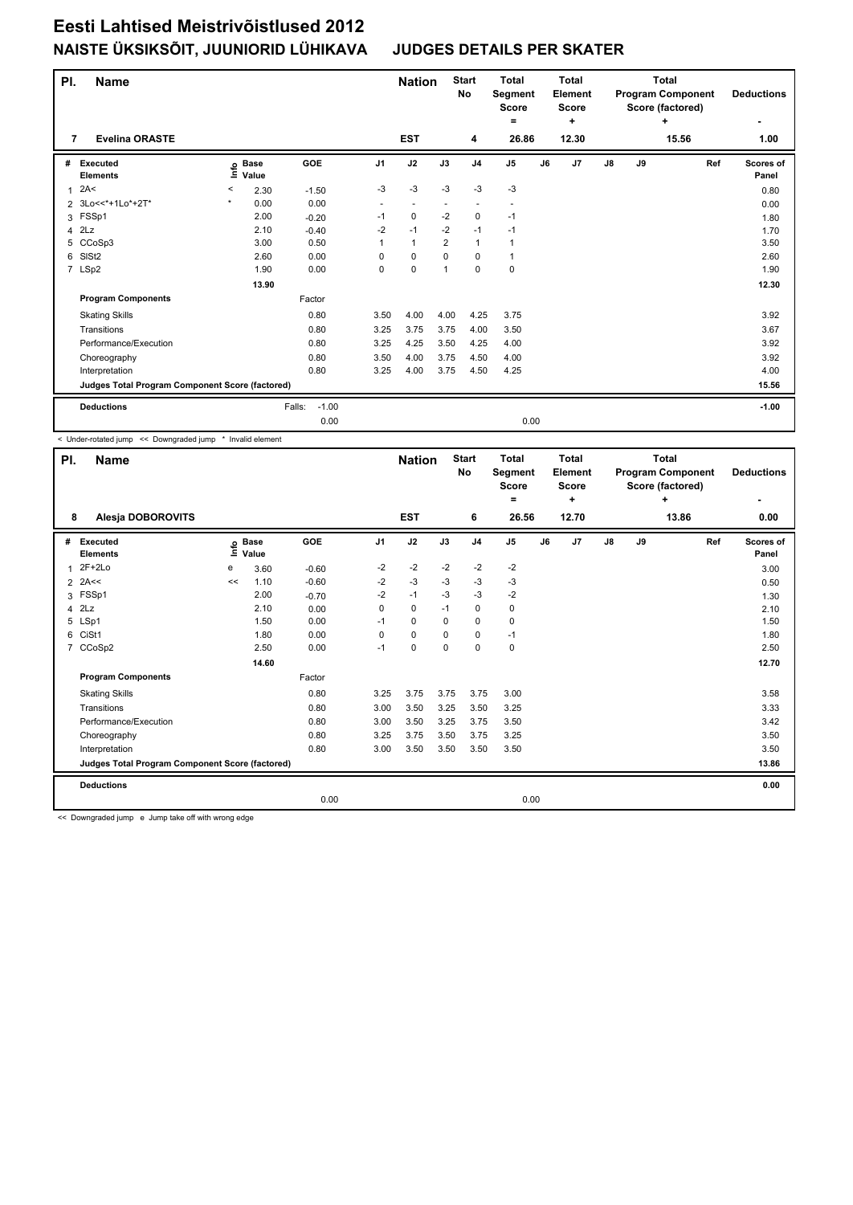# Eesti Lahtised Meistrivõistlused 2012

## NAISTE ÜKSIKSÕIT, JUUNIORID LÜHIKAVA JUDGES DETAILS PER SKATER

| Pl. | Name | Nation | Start No | Total Segment Score = | Total Element Score + | Total Program Component Score (factored) + | Deductions - |
|---|---|---|---|---|---|---|---|
| 7 | Evelina ORASTE | EST | 4 | 26.86 | 12.30 | 15.56 | 1.00 |

| # | Executed Elements | Info | Base Value | GOE | J1 | J2 | J3 | J4 | J5 | J6 | J7 | J8 | J9 | Ref | Scores of Panel |
|---|---|---|---|---|---|---|---|---|---|---|---|---|---|---|---|
| 1 | 2A< | < | 2.30 | -1.50 | -3 | -3 | -3 | -3 | -3 | | | | | | 0.80 |
| 2 | 3Lo<<*+1Lo*+2T* | * | 0.00 | 0.00 | - | - | - | - | - | | | | | | 0.00 |
| 3 | FSSp1 | | 2.00 | -0.20 | -1 | 0 | -2 | 0 | -1 | | | | | | 1.80 |
| 4 | 2Lz | | 2.10 | -0.40 | -2 | -1 | -2 | -1 | -1 | | | | | | 1.70 |
| 5 | CCoSp3 | | 3.00 | 0.50 | 1 | 1 | 2 | 1 | 1 | | | | | | 3.50 |
| 6 | SlSt2 | | 2.60 | 0.00 | 0 | 0 | 0 | 0 | 1 | | | | | | 2.60 |
| 7 | LSp2 | | 1.90 | 0.00 | 0 | 0 | 1 | 0 | 0 | | | | | | 1.90 |
| | | | 13.90 | | | | | | | | | | | | 12.30 |
| | **Program Components** | | | Factor | | | | | | | | | | | |
| | Skating Skills | | | 0.80 | 3.50 | 4.00 | 4.00 | 4.25 | 3.75 | | | | | | 3.92 |
| | Transitions | | | 0.80 | 3.25 | 3.75 | 3.75 | 4.00 | 3.50 | | | | | | 3.67 |
| | Performance/Execution | | | 0.80 | 3.25 | 4.25 | 3.50 | 4.25 | 4.00 | | | | | | 3.92 |
| | Choreography | | | 0.80 | 3.50 | 4.00 | 3.75 | 4.50 | 4.00 | | | | | | 3.92 |
| | Interpretation | | | 0.80 | 3.25 | 4.00 | 3.75 | 4.50 | 4.25 | | | | | | 4.00 |
| | **Judges Total Program Component Score (factored)** | | | | | | | | | | | | | | 15.56 |
| | **Deductions** | | | Falls: -1.00 | | | | | | | | | | | -1.00 |
| | | | | 0.00 | | | | | 0.00 | | | | | | |

< Under-rotated jump << Downgraded jump * Invalid element

| Pl. | Name | Nation | Start No | Total Segment Score = | Total Element Score + | Total Program Component Score (factored) + | Deductions - |
|---|---|---|---|---|---|---|---|
| 8 | Alesja DOBOROVITS | EST | 6 | 26.56 | 12.70 | 13.86 | 0.00 |

| # | Executed Elements | Info | Base Value | GOE | J1 | J2 | J3 | J4 | J5 | J6 | J7 | J8 | J9 | Ref | Scores of Panel |
|---|---|---|---|---|---|---|---|---|---|---|---|---|---|---|---|
| 1 | 2F+2Lo | e | 3.60 | -0.60 | -2 | -2 | -2 | -2 | -2 | | | | | | 3.00 |
| 2 | 2A<< | << | 1.10 | -0.60 | -2 | -3 | -3 | -3 | -3 | | | | | | 0.50 |
| 3 | FSSp1 | | 2.00 | -0.70 | -2 | -1 | -3 | -3 | -2 | | | | | | 1.30 |
| 4 | 2Lz | | 2.10 | 0.00 | 0 | 0 | -1 | 0 | 0 | | | | | | 2.10 |
| 5 | LSp1 | | 1.50 | 0.00 | -1 | 0 | 0 | 0 | 0 | | | | | | 1.50 |
| 6 | CiSt1 | | 1.80 | 0.00 | 0 | 0 | 0 | 0 | -1 | | | | | | 1.80 |
| 7 | CCoSp2 | | 2.50 | 0.00 | -1 | 0 | 0 | 0 | 0 | | | | | | 2.50 |
| | | | 14.60 | | | | | | | | | | | | 12.70 |
| | **Program Components** | | | Factor | | | | | | | | | | | |
| | Skating Skills | | | 0.80 | 3.25 | 3.75 | 3.75 | 3.75 | 3.00 | | | | | | 3.58 |
| | Transitions | | | 0.80 | 3.00 | 3.50 | 3.25 | 3.50 | 3.25 | | | | | | 3.33 |
| | Performance/Execution | | | 0.80 | 3.00 | 3.50 | 3.25 | 3.75 | 3.50 | | | | | | 3.42 |
| | Choreography | | | 0.80 | 3.25 | 3.75 | 3.50 | 3.75 | 3.25 | | | | | | 3.50 |
| | Interpretation | | | 0.80 | 3.00 | 3.50 | 3.50 | 3.50 | 3.50 | | | | | | 3.50 |
| | **Judges Total Program Component Score (factored)** | | | | | | | | | | | | | | 13.86 |
| | **Deductions** | | | | | | | | | | | | | | 0.00 |
| | | | | 0.00 | | | | | 0.00 | | | | | | |

<< Downgraded jump e Jump take off with wrong edge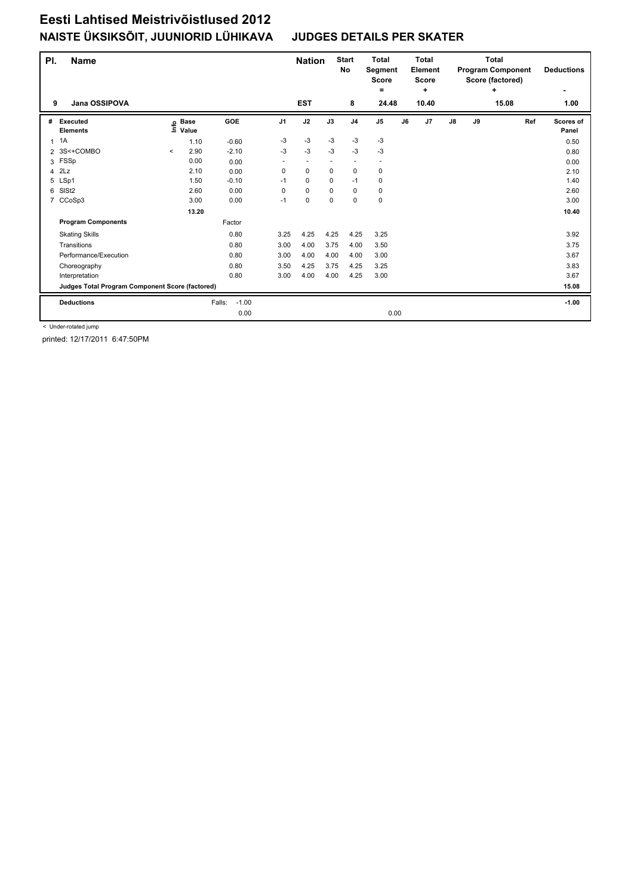# Eesti Lahtised Meistrivõistlused 2012

## NAISTE ÜKSIKSÕIT, JUUNIORID LÜHIKAVA JUDGES DETAILS PER SKATER

| Pl. | Name | Nation | Start No | Total Segment Score = | Total Element Score + | Total Program Component Score (factored) + | Deductions - |
|---|---|---|---|---|---|---|---|
| 9 | Jana OSSIPOVA | EST | 8 | 24.48 | 10.40 | 15.08 | 1.00 |

| # | Executed Elements | Info | Base Value | GOE | J1 | J2 | J3 | J4 | J5 | J6 | J7 | J8 | J9 | Ref | Scores of Panel |
|---|---|---|---|---|---|---|---|---|---|---|---|---|---|---|---|
| 1 | 1A | | 1.10 | -0.60 | -3 | -3 | -3 | -3 | -3 | | | | | | 0.50 |
| 2 | 3S<+COMBO | < | 2.90 | -2.10 | -3 | -3 | -3 | -3 | -3 | | | | | | 0.80 |
| 3 | FSSp | | 0.00 | 0.00 | - | - | - | - | - | | | | | | 0.00 |
| 4 | 2Lz | | 2.10 | 0.00 | 0 | 0 | 0 | 0 | 0 | | | | | | 2.10 |
| 5 | LSp1 | | 1.50 | -0.10 | -1 | 0 | 0 | -1 | 0 | | | | | | 1.40 |
| 6 | SlSt2 | | 2.60 | 0.00 | 0 | 0 | 0 | 0 | 0 | | | | | | 2.60 |
| 7 | CCoSp3 | | 3.00 | 0.00 | -1 | 0 | 0 | 0 | 0 | | | | | | 3.00 |
| | | | 13.20 | | | | | | | | | | | | 10.40 |
| | **Program Components** | | | Factor | | | | | | | | | | | |
| | Skating Skills | | | 0.80 | 3.25 | 4.25 | 4.25 | 4.25 | 3.25 | | | | | | 3.92 |
| | Transitions | | | 0.80 | 3.00 | 4.00 | 3.75 | 4.00 | 3.50 | | | | | | 3.75 |
| | Performance/Execution | | | 0.80 | 3.00 | 4.00 | 4.00 | 4.00 | 3.00 | | | | | | 3.67 |
| | Choreography | | | 0.80 | 3.50 | 4.25 | 3.75 | 4.25 | 3.25 | | | | | | 3.83 |
| | Interpretation | | | 0.80 | 3.00 | 4.00 | 4.00 | 4.25 | 3.00 | | | | | | 3.67 |
| | **Judges Total Program Component Score (factored)** | | | | | | | | | | | | | | 15.08 |
| | **Deductions** | | | Falls: -1.00 | | | | | | | | | | | -1.00 |
| | | | | 0.00 | | | | | | 0.00 | | | | | |

< Under-rotated jump

printed: 12/17/2011 6:47:50PM